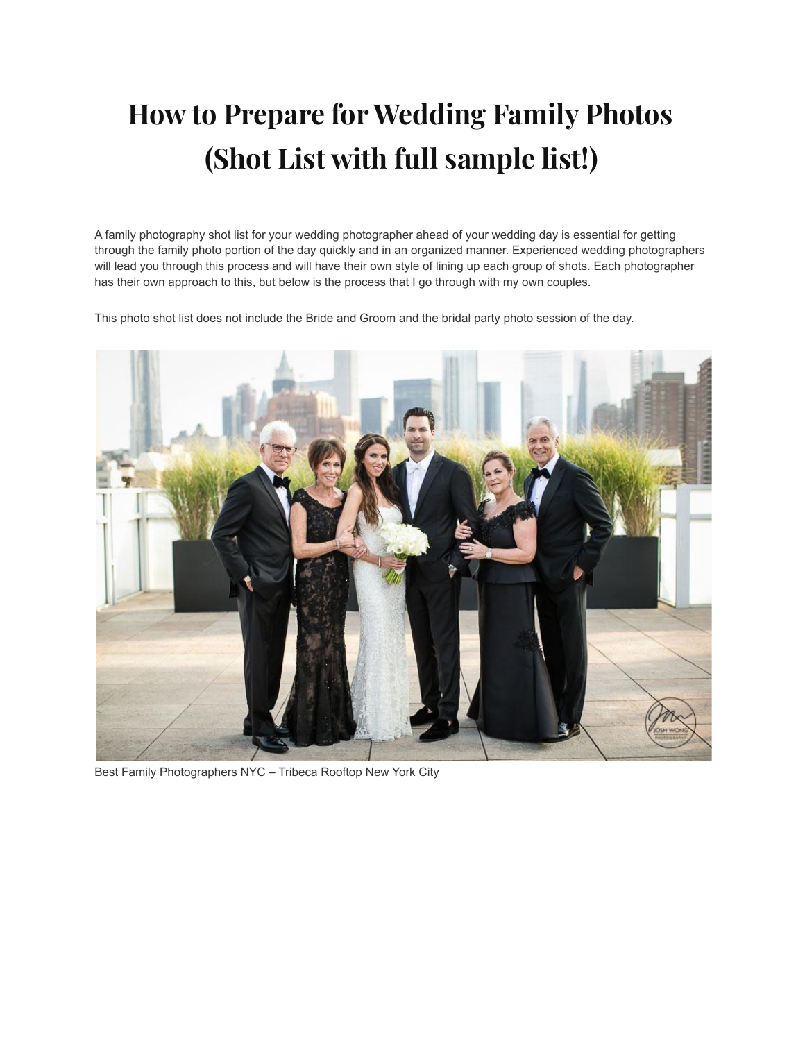# How to Prepare for Wedding Family Photos (Shot List with full sample list!)

A family photography shot list for your wedding photographer ahead of your wedding day is essential for getting through the family photo portion of the day quickly and in an organized manner. Experienced wedding photographers will lead you through this process and will have their own style of lining up each group of shots. Each photographer has their own approach to this, but below is the process that I go through with my own couples.

This photo shot list does not include the Bride and Groom and the bridal party photo session of the day.

Best Family Photographers NYC – Tribeca Rooftop New York City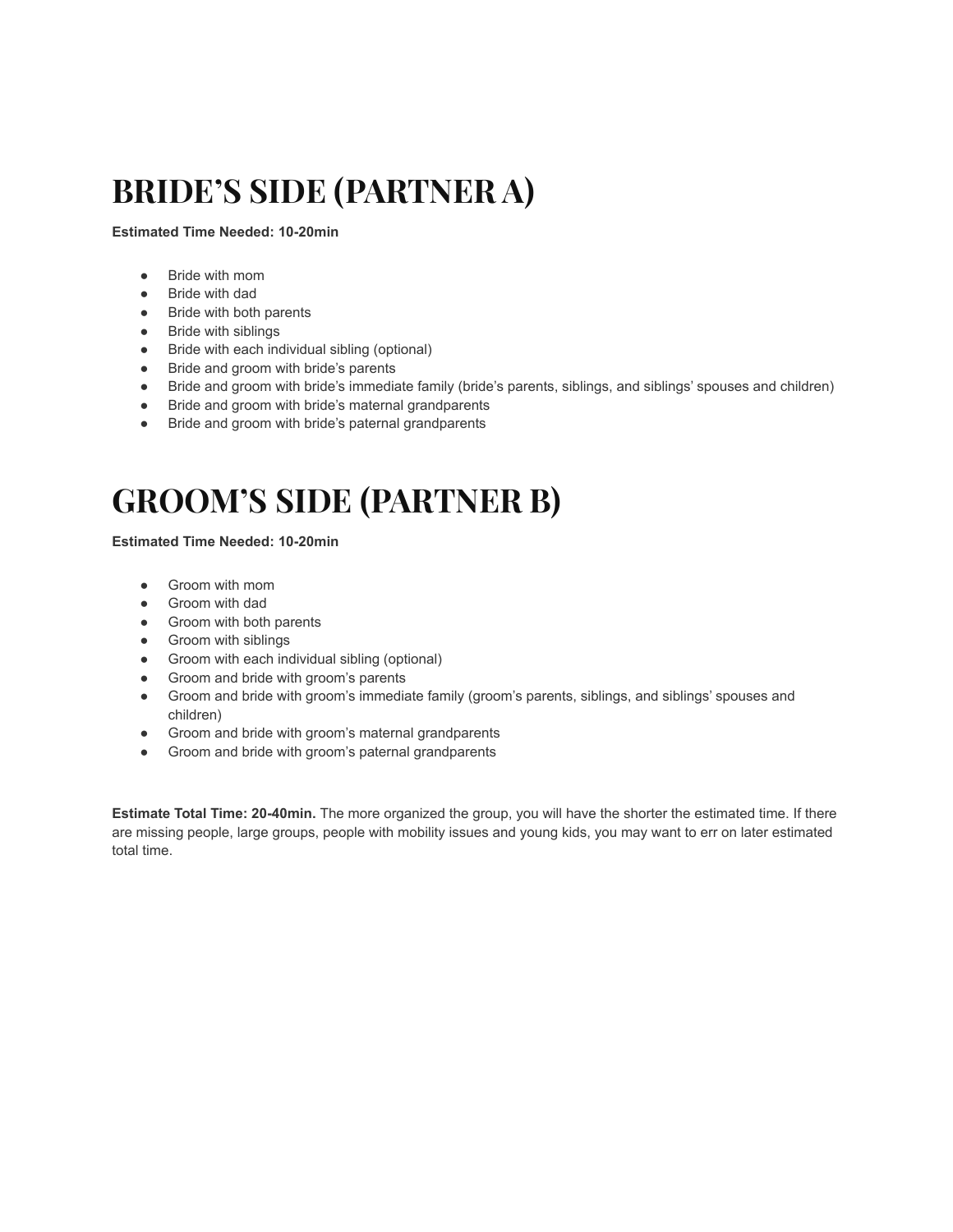# BRIDE'S SIDE (PARTNER A)

**Estimated Time Needed: 10-20min**

- Bride with mom
- Bride with dad
- Bride with both parents
- Bride with siblings
- Bride with each individual sibling (optional)
- Bride and groom with bride's parents
- Bride and groom with bride's immediate family (bride's parents, siblings, and siblings' spouses and children)
- Bride and groom with bride's maternal grandparents
- Bride and groom with bride's paternal grandparents

# GROOM'S SIDE (PARTNER B)

**Estimated Time Needed: 10-20min**

- Groom with mom
- Groom with dad
- Groom with both parents
- Groom with siblings
- Groom with each individual sibling (optional)
- Groom and bride with groom's parents
- Groom and bride with groom's immediate family (groom's parents, siblings, and siblings' spouses and children)
- Groom and bride with groom's maternal grandparents
- Groom and bride with groom's paternal grandparents

**Estimate Total Time: 20-40min.** The more organized the group, you will have the shorter the estimated time. If there are missing people, large groups, people with mobility issues and young kids, you may want to err on later estimated total time.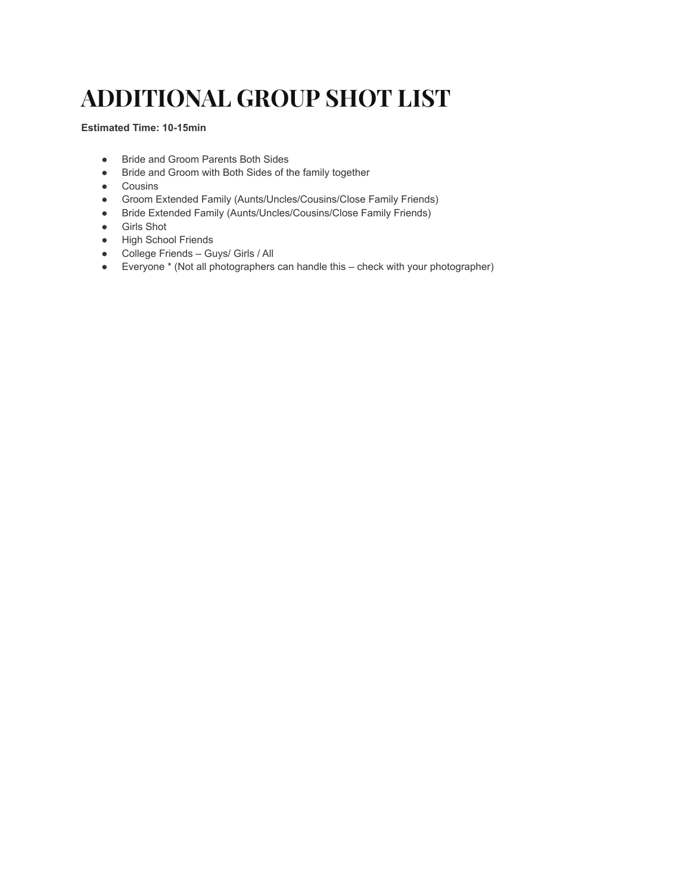# ADDITIONAL GROUP SHOT LIST

**Estimated Time: 10-15min**

- Bride and Groom Parents Both Sides
- Bride and Groom with Both Sides of the family together
- Cousins
- Groom Extended Family (Aunts/Uncles/Cousins/Close Family Friends)
- Bride Extended Family (Aunts/Uncles/Cousins/Close Family Friends)
- Girls Shot
- High School Friends
- College Friends – Guys/ Girls / All
- Everyone * (Not all photographers can handle this – check with your photographer)